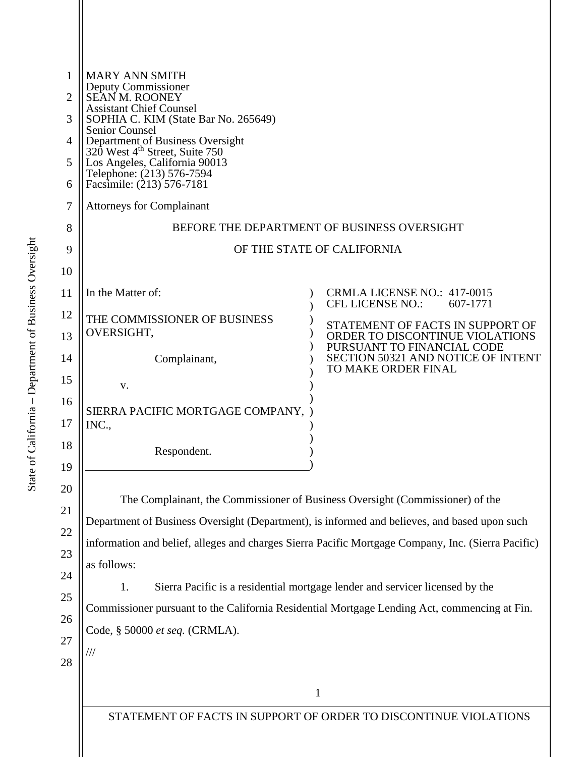MARY ANN SMITH
Deputy Commissioner
SEAN M. ROONEY
Assistant Chief Counsel
SOPHIA C. KIM (State Bar No. 265649)
Senior Counsel
Department of Business Oversight
320 West 4th Street, Suite 750
Los Angeles, California 90013
Telephone: (213) 576-7594
Facsimile: (213) 576-7181

Attorneys for Complainant

BEFORE THE DEPARTMENT OF BUSINESS OVERSIGHT

OF THE STATE OF CALIFORNIA

| | |
|---|---|
| In the Matter of:<br><br>THE COMMISSIONER OF BUSINESS OVERSIGHT,<br><br>Complainant,<br><br>v.<br><br>SIERRA PACIFIC MORTGAGE COMPANY, INC.,<br><br>Respondent. | CRMLA LICENSE NO.: 417-0015<br>CFL LICENSE NO.: 607-1771<br><br>STATEMENT OF FACTS IN SUPPORT OF ORDER TO DISCONTINUE VIOLATIONS PURSUANT TO FINANCIAL CODE SECTION 50321 AND NOTICE OF INTENT TO MAKE ORDER FINAL |

The Complainant, the Commissioner of Business Oversight (Commissioner) of the Department of Business Oversight (Department), is informed and believes, and based upon such information and belief, alleges and charges Sierra Pacific Mortgage Company, Inc. (Sierra Pacific) as follows:

1. Sierra Pacific is a residential mortgage lender and servicer licensed by the Commissioner pursuant to the California Residential Mortgage Lending Act, commencing at Fin. Code, § 50000 *et seq.* (CRMLA).

///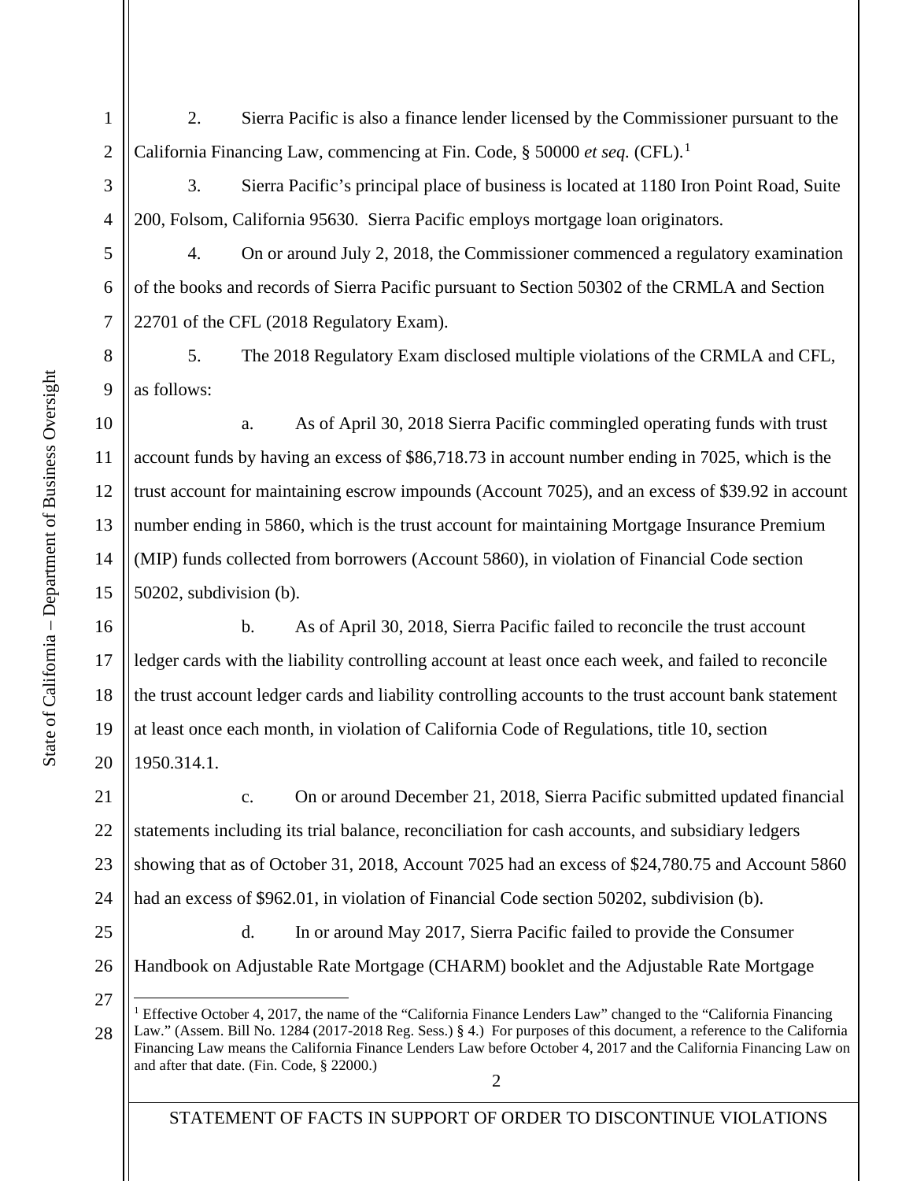2. Sierra Pacific is also a finance lender licensed by the Commissioner pursuant to the California Financing Law, commencing at Fin. Code, § 50000 *et seq.* (CFL).[1]

3. Sierra Pacific's principal place of business is located at 1180 Iron Point Road, Suite 200, Folsom, California 95630. Sierra Pacific employs mortgage loan originators.

4. On or around July 2, 2018, the Commissioner commenced a regulatory examination of the books and records of Sierra Pacific pursuant to Section 50302 of the CRMLA and Section 22701 of the CFL (2018 Regulatory Exam).

5. The 2018 Regulatory Exam disclosed multiple violations of the CRMLA and CFL, as follows:

a. As of April 30, 2018 Sierra Pacific commingled operating funds with trust account funds by having an excess of $86,718.73 in account number ending in 7025, which is the trust account for maintaining escrow impounds (Account 7025), and an excess of $39.92 in account number ending in 5860, which is the trust account for maintaining Mortgage Insurance Premium (MIP) funds collected from borrowers (Account 5860), in violation of Financial Code section 50202, subdivision (b).

b. As of April 30, 2018, Sierra Pacific failed to reconcile the trust account ledger cards with the liability controlling account at least once each week, and failed to reconcile the trust account ledger cards and liability controlling accounts to the trust account bank statement at least once each month, in violation of California Code of Regulations, title 10, section 1950.314.1.

c. On or around December 21, 2018, Sierra Pacific submitted updated financial statements including its trial balance, reconciliation for cash accounts, and subsidiary ledgers showing that as of October 31, 2018, Account 7025 had an excess of $24,780.75 and Account 5860 had an excess of $962.01, in violation of Financial Code section 50202, subdivision (b).

d. In or around May 2017, Sierra Pacific failed to provide the Consumer Handbook on Adjustable Rate Mortgage (CHARM) booklet and the Adjustable Rate Mortgage

[1] Effective October 4, 2017, the name of the "California Finance Lenders Law" changed to the "California Financing Law." (Assem. Bill No. 1284 (2017-2018 Reg. Sess.) § 4.) For purposes of this document, a reference to the California Financing Law means the California Finance Lenders Law before October 4, 2017 and the California Financing Law on and after that date. (Fin. Code, § 22000.)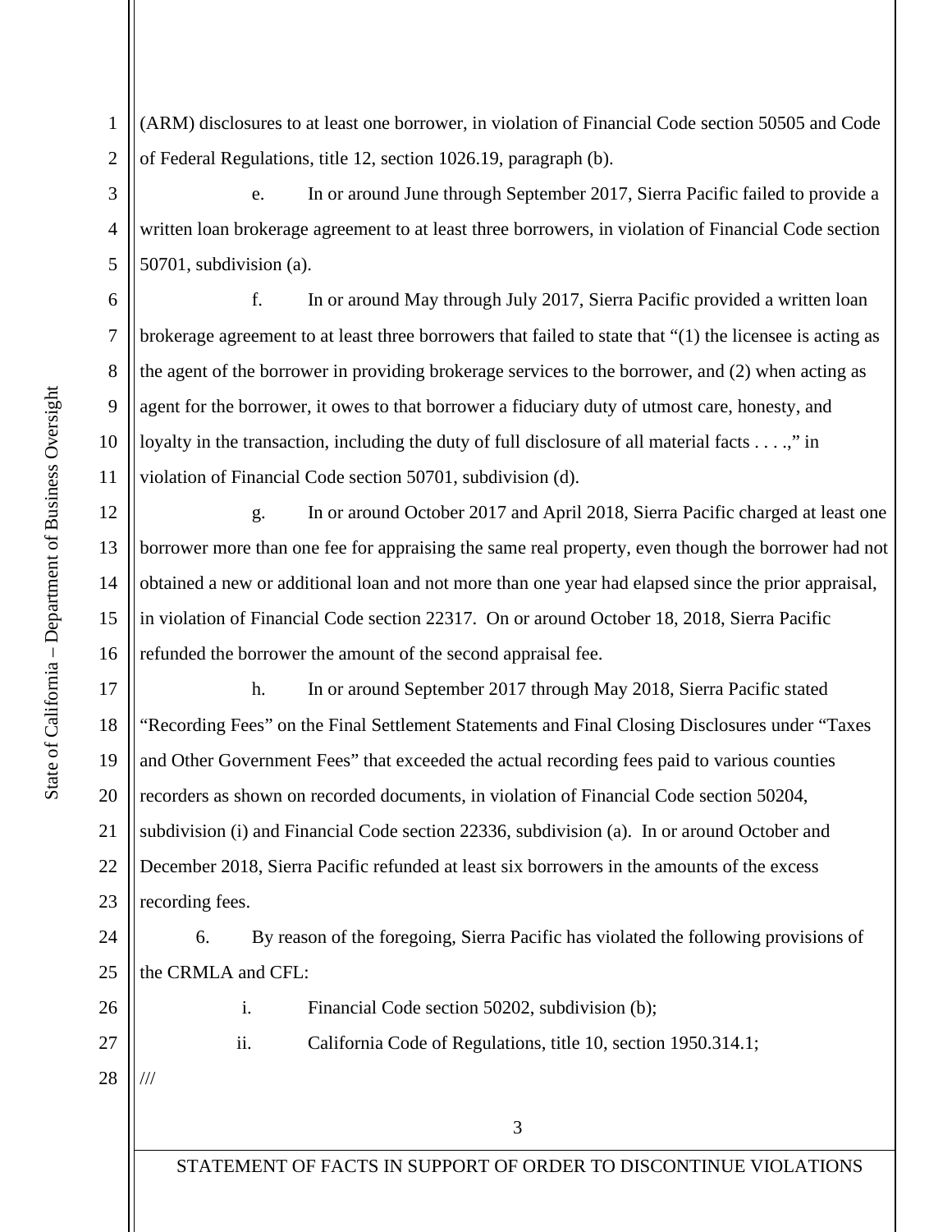(ARM) disclosures to at least one borrower, in violation of Financial Code section 50505 and Code of Federal Regulations, title 12, section 1026.19, paragraph (b).

e. In or around June through September 2017, Sierra Pacific failed to provide a written loan brokerage agreement to at least three borrowers, in violation of Financial Code section 50701, subdivision (a).

f. In or around May through July 2017, Sierra Pacific provided a written loan brokerage agreement to at least three borrowers that failed to state that "(1) the licensee is acting as the agent of the borrower in providing brokerage services to the borrower, and (2) when acting as agent for the borrower, it owes to that borrower a fiduciary duty of utmost care, honesty, and loyalty in the transaction, including the duty of full disclosure of all material facts . . . .," in violation of Financial Code section 50701, subdivision (d).

g. In or around October 2017 and April 2018, Sierra Pacific charged at least one borrower more than one fee for appraising the same real property, even though the borrower had not obtained a new or additional loan and not more than one year had elapsed since the prior appraisal, in violation of Financial Code section 22317. On or around October 18, 2018, Sierra Pacific refunded the borrower the amount of the second appraisal fee.

h. In or around September 2017 through May 2018, Sierra Pacific stated "Recording Fees" on the Final Settlement Statements and Final Closing Disclosures under "Taxes and Other Government Fees" that exceeded the actual recording fees paid to various counties recorders as shown on recorded documents, in violation of Financial Code section 50204, subdivision (i) and Financial Code section 22336, subdivision (a). In or around October and December 2018, Sierra Pacific refunded at least six borrowers in the amounts of the excess recording fees.

6. By reason of the foregoing, Sierra Pacific has violated the following provisions of the CRMLA and CFL:

i. Financial Code section 50202, subdivision (b);

ii. California Code of Regulations, title 10, section 1950.314.1;

///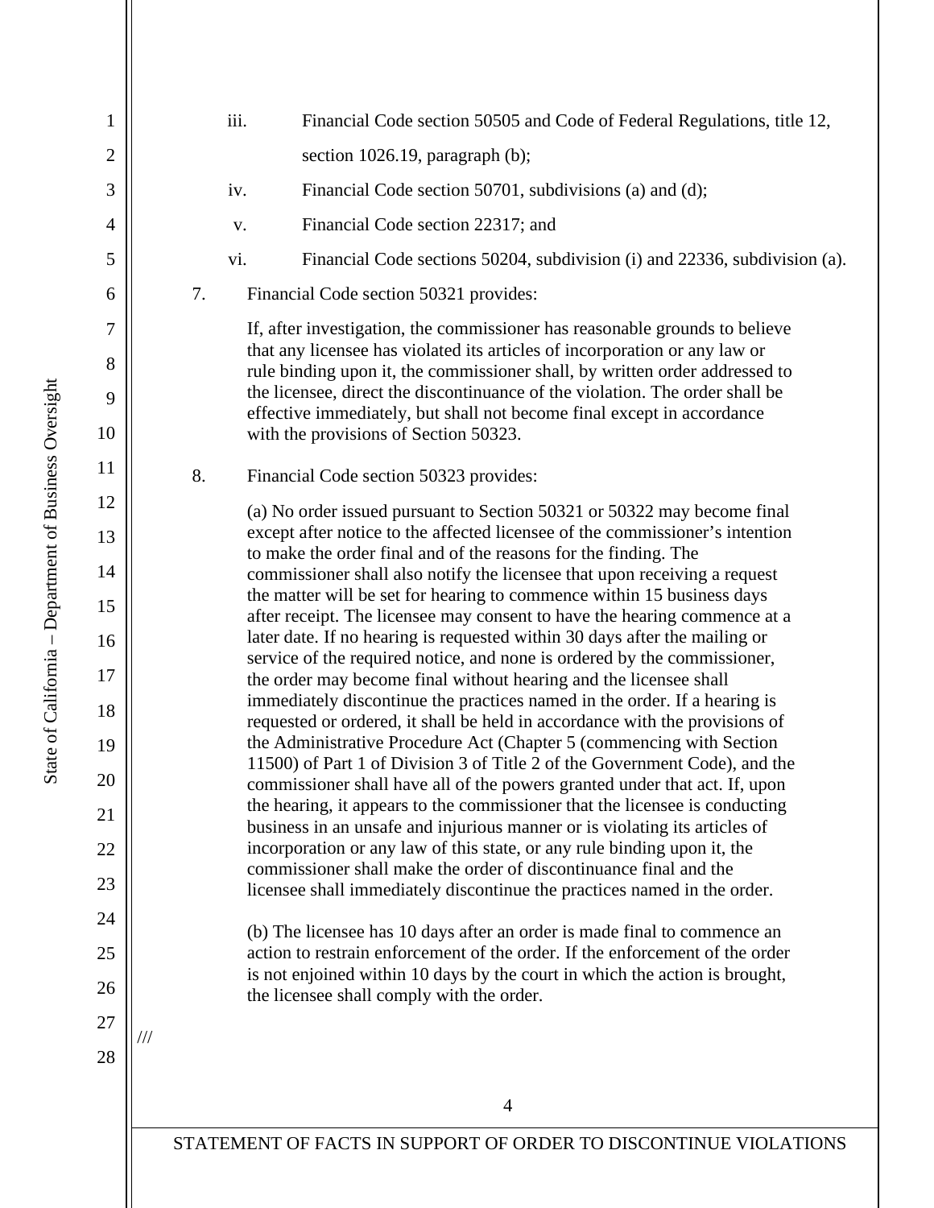iii. Financial Code section 50505 and Code of Federal Regulations, title 12, section 1026.19, paragraph (b);

iv. Financial Code section 50701, subdivisions (a) and (d);

v. Financial Code section 22317; and

vi. Financial Code sections 50204, subdivision (i) and 22336, subdivision (a).

7. Financial Code section 50321 provides:

> If, after investigation, the commissioner has reasonable grounds to believe that any licensee has violated its articles of incorporation or any law or rule binding upon it, the commissioner shall, by written order addressed to the licensee, direct the discontinuance of the violation. The order shall be effective immediately, but shall not become final except in accordance with the provisions of Section 50323.

8. Financial Code section 50323 provides:

> (a) No order issued pursuant to Section 50321 or 50322 may become final except after notice to the affected licensee of the commissioner's intention to make the order final and of the reasons for the finding. The commissioner shall also notify the licensee that upon receiving a request the matter will be set for hearing to commence within 15 business days after receipt. The licensee may consent to have the hearing commence at a later date. If no hearing is requested within 30 days after the mailing or service of the required notice, and none is ordered by the commissioner, the order may become final without hearing and the licensee shall immediately discontinue the practices named in the order. If a hearing is requested or ordered, it shall be held in accordance with the provisions of the Administrative Procedure Act (Chapter 5 (commencing with Section 11500) of Part 1 of Division 3 of Title 2 of the Government Code), and the commissioner shall have all of the powers granted under that act. If, upon the hearing, it appears to the commissioner that the licensee is conducting business in an unsafe and injurious manner or is violating its articles of incorporation or any law of this state, or any rule binding upon it, the commissioner shall make the order of discontinuance final and the licensee shall immediately discontinue the practices named in the order.
>
> (b) The licensee has 10 days after an order is made final to commence an action to restrain enforcement of the order. If the enforcement of the order is not enjoined within 10 days by the court in which the action is brought, the licensee shall comply with the order.

///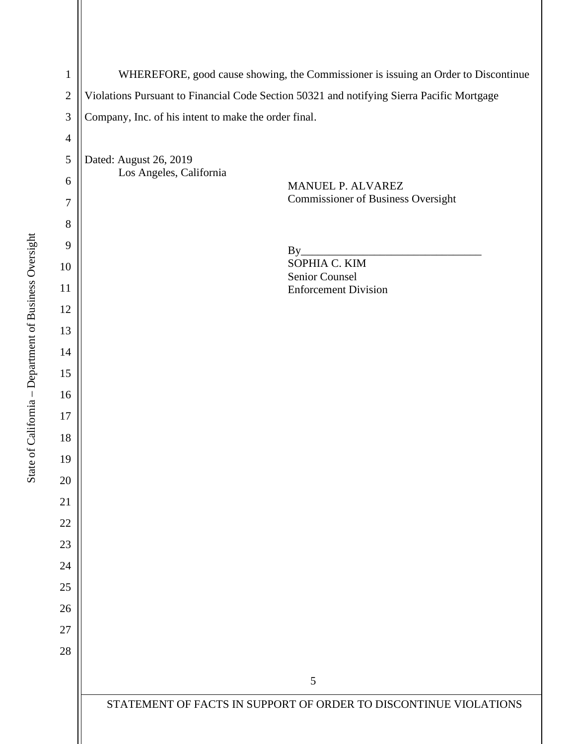WHEREFORE, good cause showing, the Commissioner is issuing an Order to Discontinue Violations Pursuant to Financial Code Section 50321 and notifying Sierra Pacific Mortgage Company, Inc. of his intent to make the order final.

Dated: August 26, 2019
Los Angeles, California

MANUEL P. ALVAREZ
Commissioner of Business Oversight

By_________________________________
SOPHIA C. KIM
Senior Counsel
Enforcement Division